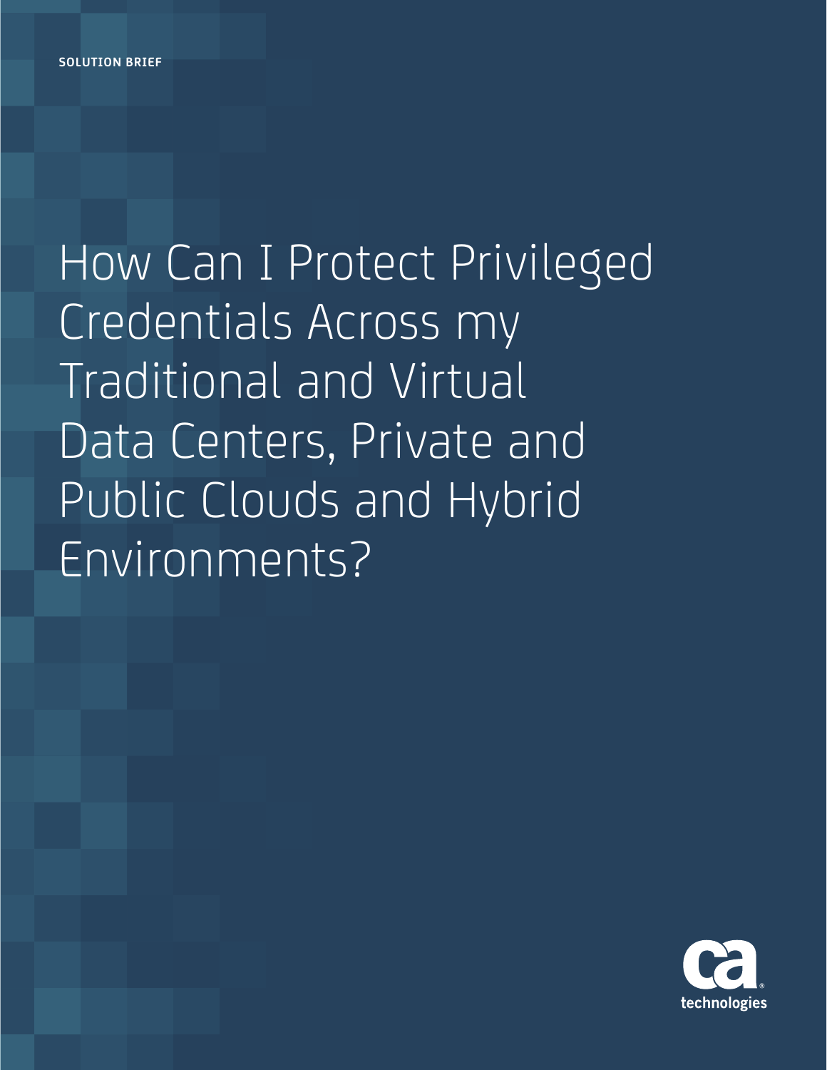SOLUTION BRIEF

# How Can I Protect Privileged Credentials Across my Traditional and Virtual Data Centers, Private and Public Clouds and Hybrid Environments?

ca technologies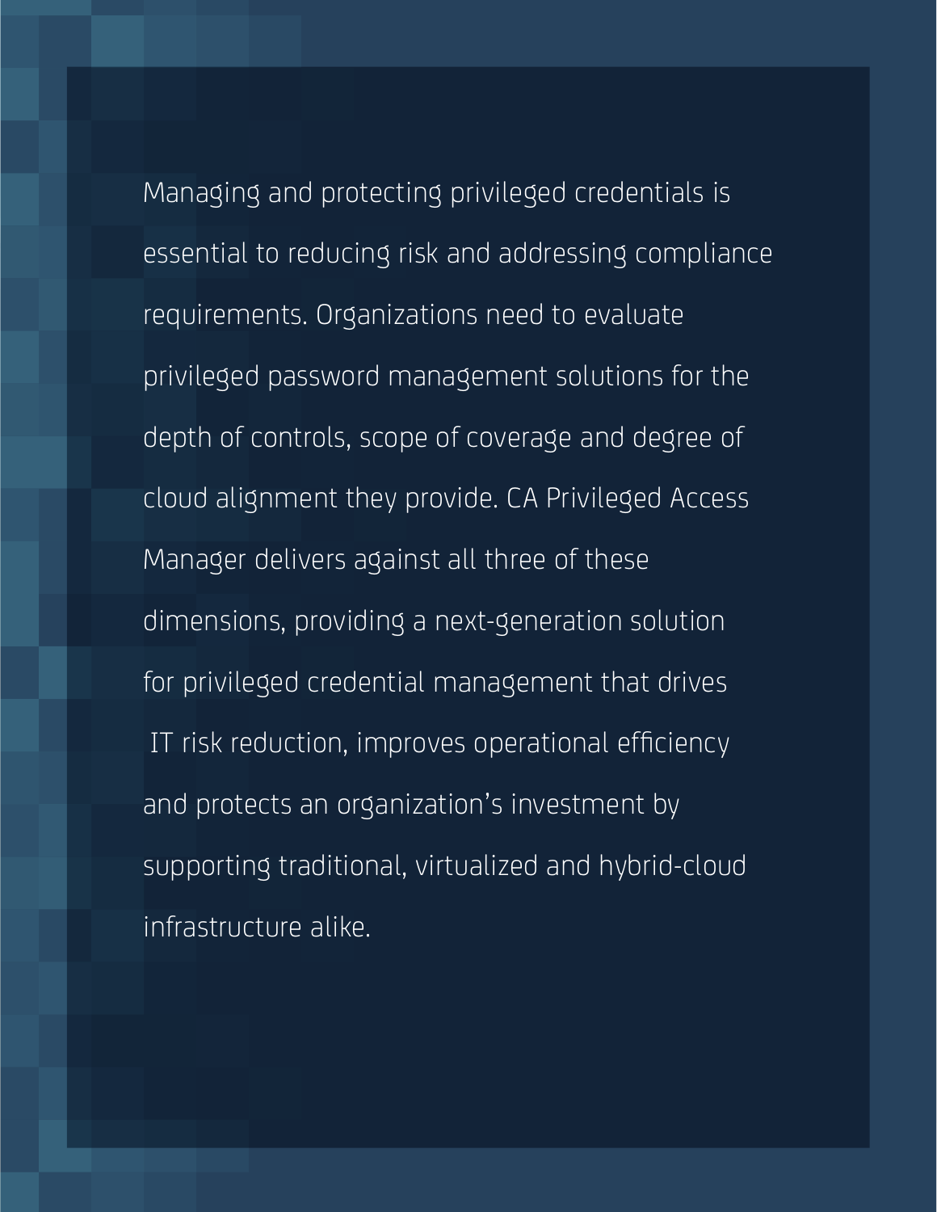Managing and protecting privileged credentials is essential to reducing risk and addressing compliance requirements. Organizations need to evaluate privileged password management solutions for the depth of controls, scope of coverage and degree of cloud alignment they provide. CA Privileged Access Manager delivers against all three of these dimensions, providing a next-generation solution for privileged credential management that drives IT risk reduction, improves operational efficiency and protects an organization's investment by supporting traditional, virtualized and hybrid-cloud infrastructure alike.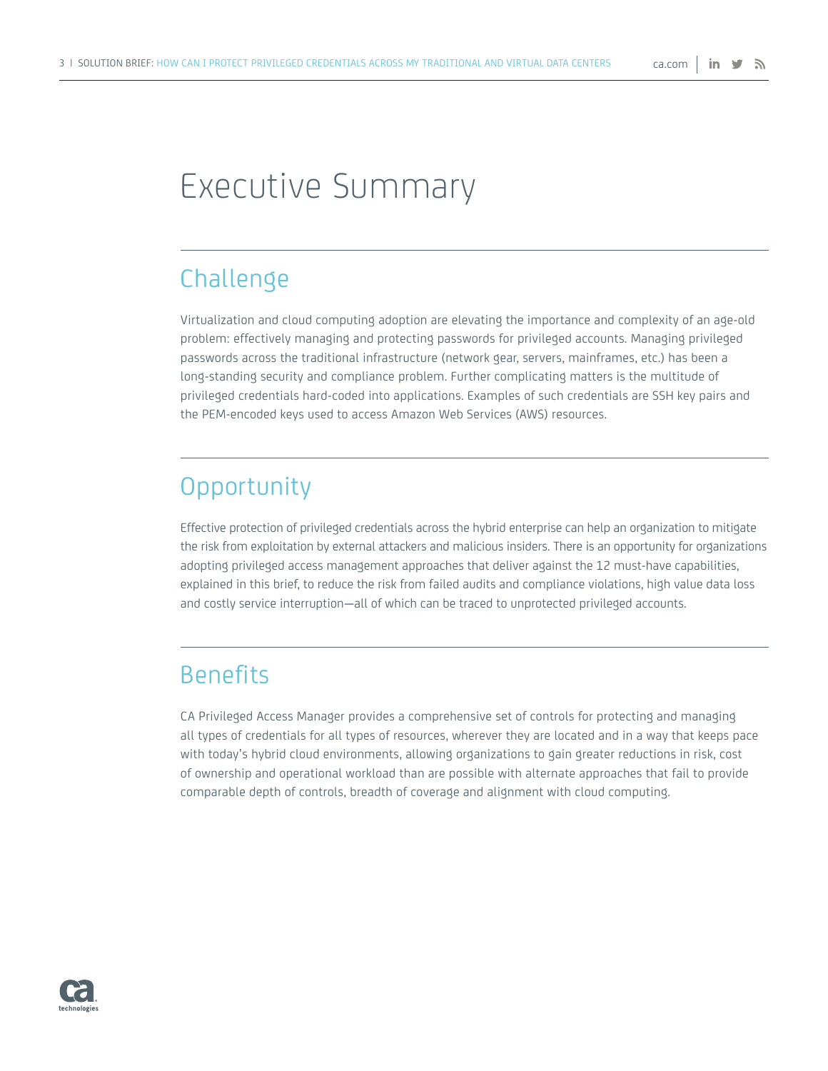# Executive Summary

## Challenge

Virtualization and cloud computing adoption are elevating the importance and complexity of an age-old problem: effectively managing and protecting passwords for privileged accounts. Managing privileged passwords across the traditional infrastructure (network gear, servers, mainframes, etc.) has been a long-standing security and compliance problem. Further complicating matters is the multitude of privileged credentials hard-coded into applications. Examples of such credentials are SSH key pairs and the PEM-encoded keys used to access Amazon Web Services (AWS) resources.

## Opportunity

Effective protection of privileged credentials across the hybrid enterprise can help an organization to mitigate the risk from exploitation by external attackers and malicious insiders. There is an opportunity for organizations adopting privileged access management approaches that deliver against the 12 must-have capabilities, explained in this brief, to reduce the risk from failed audits and compliance violations, high value data loss and costly service interruption—all of which can be traced to unprotected privileged accounts.

## Benefits

CA Privileged Access Manager provides a comprehensive set of controls for protecting and managing all types of credentials for all types of resources, wherever they are located and in a way that keeps pace with today's hybrid cloud environments, allowing organizations to gain greater reductions in risk, cost of ownership and operational workload than are possible with alternate approaches that fail to provide comparable depth of controls, breadth of coverage and alignment with cloud computing.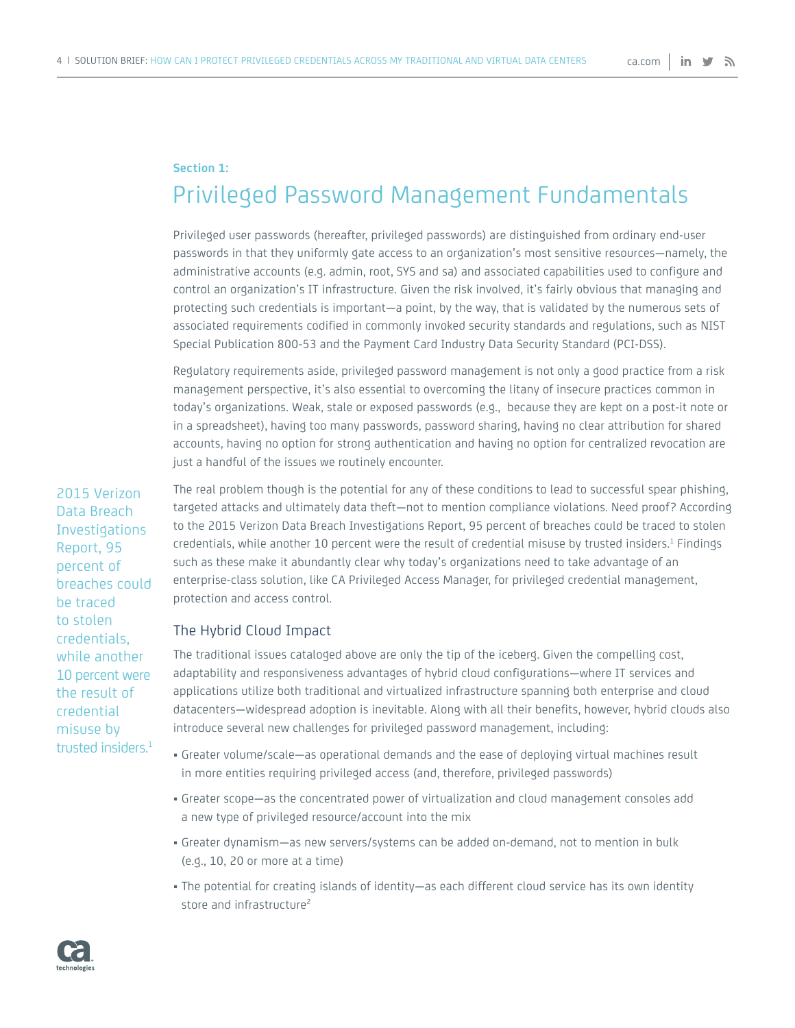Section 1:

# Privileged Password Management Fundamentals

Privileged user passwords (hereafter, privileged passwords) are distinguished from ordinary end-user passwords in that they uniformly gate access to an organization's most sensitive resources—namely, the administrative accounts (e.g. admin, root, SYS and sa) and associated capabilities used to configure and control an organization's IT infrastructure. Given the risk involved, it's fairly obvious that managing and protecting such credentials is important—a point, by the way, that is validated by the numerous sets of associated requirements codified in commonly invoked security standards and regulations, such as NIST Special Publication 800-53 and the Payment Card Industry Data Security Standard (PCI-DSS).

Regulatory requirements aside, privileged password management is not only a good practice from a risk management perspective, it's also essential to overcoming the litany of insecure practices common in today's organizations. Weak, stale or exposed passwords (e.g., because they are kept on a post-it note or in a spreadsheet), having too many passwords, password sharing, having no clear attribution for shared accounts, having no option for strong authentication and having no option for centralized revocation are just a handful of the issues we routinely encounter.

> 2015 Verizon Data Breach Investigations Report, 95 percent of breaches could be traced to stolen credentials, while another 10 percent were the result of credential misuse by trusted insiders.[1]

The real problem though is the potential for any of these conditions to lead to successful spear phishing, targeted attacks and ultimately data theft—not to mention compliance violations. Need proof? According to the 2015 Verizon Data Breach Investigations Report, 95 percent of breaches could be traced to stolen credentials, while another 10 percent were the result of credential misuse by trusted insiders.[1] Findings such as these make it abundantly clear why today's organizations need to take advantage of an enterprise-class solution, like CA Privileged Access Manager, for privileged credential management, protection and access control.

## The Hybrid Cloud Impact

The traditional issues cataloged above are only the tip of the iceberg. Given the compelling cost, adaptability and responsiveness advantages of hybrid cloud configurations—where IT services and applications utilize both traditional and virtualized infrastructure spanning both enterprise and cloud datacenters—widespread adoption is inevitable. Along with all their benefits, however, hybrid clouds also introduce several new challenges for privileged password management, including:

- Greater volume/scale—as operational demands and the ease of deploying virtual machines result in more entities requiring privileged access (and, therefore, privileged passwords)
- Greater scope—as the concentrated power of virtualization and cloud management consoles add a new type of privileged resource/account into the mix
- Greater dynamism—as new servers/systems can be added on-demand, not to mention in bulk (e.g., 10, 20 or more at a time)
- The potential for creating islands of identity—as each different cloud service has its own identity store and infrastructure[2]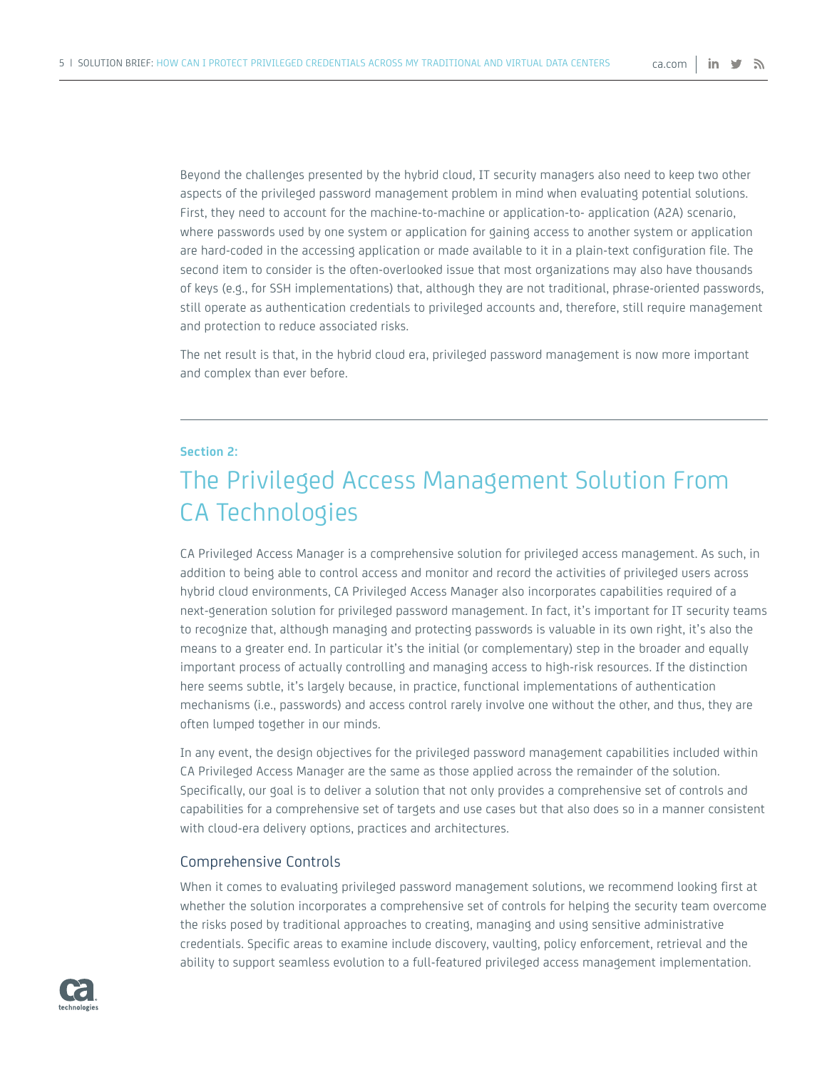Beyond the challenges presented by the hybrid cloud, IT security managers also need to keep two other aspects of the privileged password management problem in mind when evaluating potential solutions. First, they need to account for the machine-to-machine or application-to- application (A2A) scenario, where passwords used by one system or application for gaining access to another system or application are hard-coded in the accessing application or made available to it in a plain-text configuration file. The second item to consider is the often-overlooked issue that most organizations may also have thousands of keys (e.g., for SSH implementations) that, although they are not traditional, phrase-oriented passwords, still operate as authentication credentials to privileged accounts and, therefore, still require management and protection to reduce associated risks.

The net result is that, in the hybrid cloud era, privileged password management is now more important and complex than ever before.

---

**Section 2:**

## The Privileged Access Management Solution From CA Technologies

CA Privileged Access Manager is a comprehensive solution for privileged access management. As such, in addition to being able to control access and monitor and record the activities of privileged users across hybrid cloud environments, CA Privileged Access Manager also incorporates capabilities required of a next-generation solution for privileged password management. In fact, it's important for IT security teams to recognize that, although managing and protecting passwords is valuable in its own right, it's also the means to a greater end. In particular it's the initial (or complementary) step in the broader and equally important process of actually controlling and managing access to high-risk resources. If the distinction here seems subtle, it's largely because, in practice, functional implementations of authentication mechanisms (i.e., passwords) and access control rarely involve one without the other, and thus, they are often lumped together in our minds.

In any event, the design objectives for the privileged password management capabilities included within CA Privileged Access Manager are the same as those applied across the remainder of the solution. Specifically, our goal is to deliver a solution that not only provides a comprehensive set of controls and capabilities for a comprehensive set of targets and use cases but that also does so in a manner consistent with cloud-era delivery options, practices and architectures.

### Comprehensive Controls

When it comes to evaluating privileged password management solutions, we recommend looking first at whether the solution incorporates a comprehensive set of controls for helping the security team overcome the risks posed by traditional approaches to creating, managing and using sensitive administrative credentials. Specific areas to examine include discovery, vaulting, policy enforcement, retrieval and the ability to support seamless evolution to a full-featured privileged access management implementation.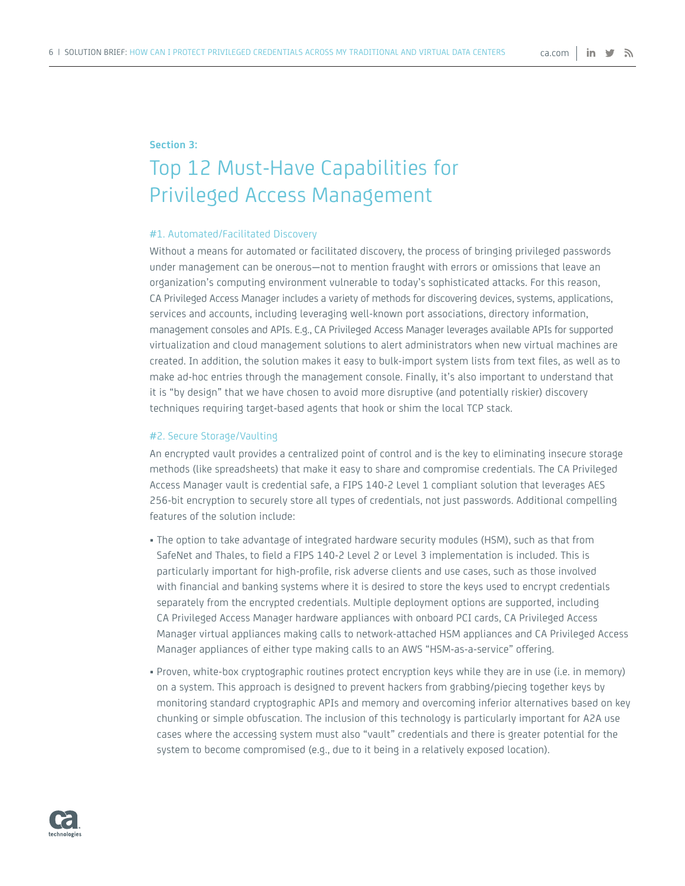**Section 3:**

# Top 12 Must-Have Capabilities for Privileged Access Management

### #1. Automated/Facilitated Discovery

Without a means for automated or facilitated discovery, the process of bringing privileged passwords under management can be onerous—not to mention fraught with errors or omissions that leave an organization's computing environment vulnerable to today's sophisticated attacks. For this reason, CA Privileged Access Manager includes a variety of methods for discovering devices, systems, applications, services and accounts, including leveraging well-known port associations, directory information, management consoles and APIs. E.g., CA Privileged Access Manager leverages available APIs for supported virtualization and cloud management solutions to alert administrators when new virtual machines are created. In addition, the solution makes it easy to bulk-import system lists from text files, as well as to make ad-hoc entries through the management console. Finally, it's also important to understand that it is "by design" that we have chosen to avoid more disruptive (and potentially riskier) discovery techniques requiring target-based agents that hook or shim the local TCP stack.

### #2. Secure Storage/Vaulting

An encrypted vault provides a centralized point of control and is the key to eliminating insecure storage methods (like spreadsheets) that make it easy to share and compromise credentials. The CA Privileged Access Manager vault is credential safe, a FIPS 140-2 Level 1 compliant solution that leverages AES 256-bit encryption to securely store all types of credentials, not just passwords. Additional compelling features of the solution include:

- The option to take advantage of integrated hardware security modules (HSM), such as that from SafeNet and Thales, to field a FIPS 140-2 Level 2 or Level 3 implementation is included. This is particularly important for high-profile, risk adverse clients and use cases, such as those involved with financial and banking systems where it is desired to store the keys used to encrypt credentials separately from the encrypted credentials. Multiple deployment options are supported, including CA Privileged Access Manager hardware appliances with onboard PCI cards, CA Privileged Access Manager virtual appliances making calls to network-attached HSM appliances and CA Privileged Access Manager appliances of either type making calls to an AWS "HSM-as-a-service" offering.
- Proven, white-box cryptographic routines protect encryption keys while they are in use (i.e. in memory) on a system. This approach is designed to prevent hackers from grabbing/piecing together keys by monitoring standard cryptographic APIs and memory and overcoming inferior alternatives based on key chunking or simple obfuscation. The inclusion of this technology is particularly important for A2A use cases where the accessing system must also "vault" credentials and there is greater potential for the system to become compromised (e.g., due to it being in a relatively exposed location).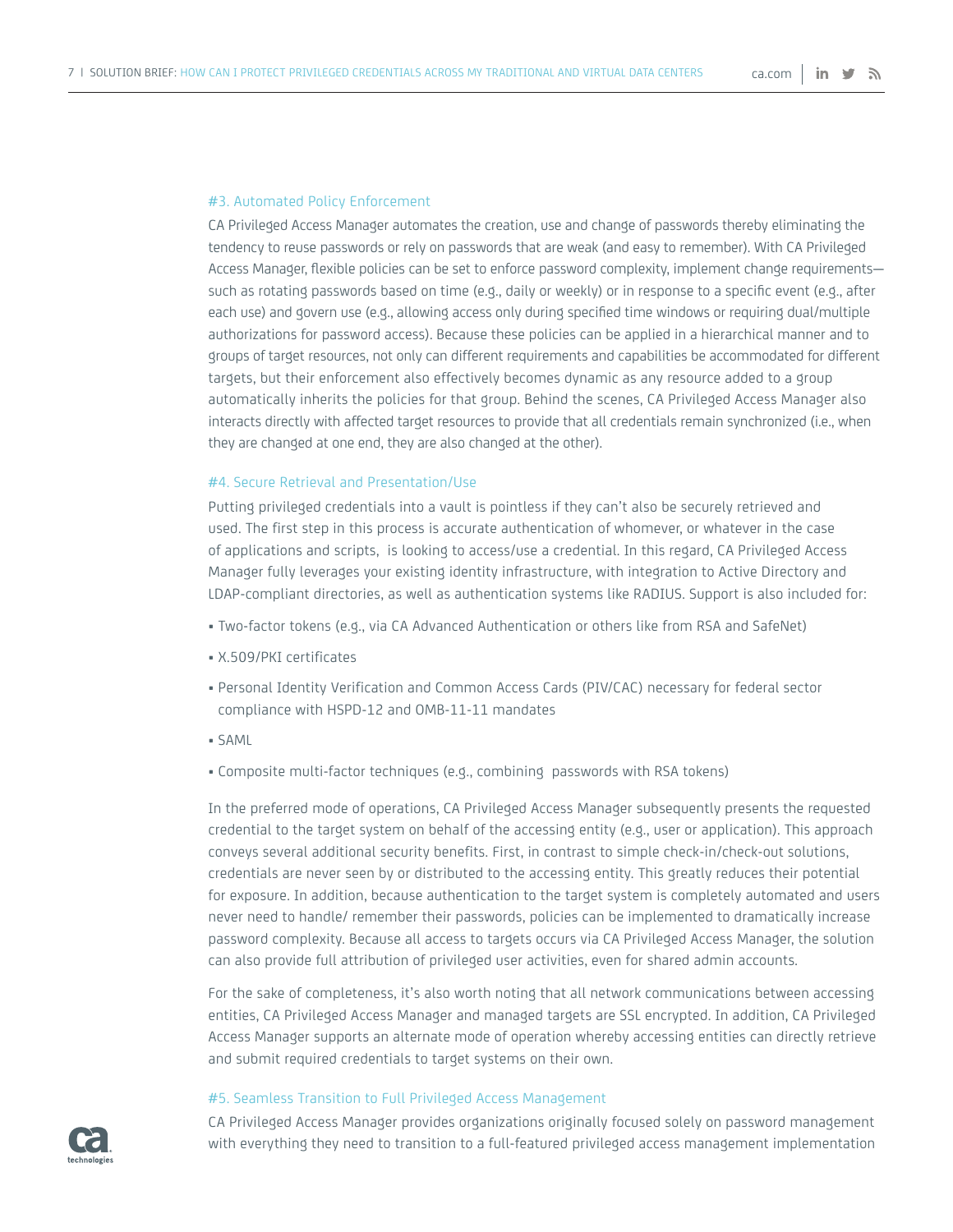### #3. Automated Policy Enforcement

CA Privileged Access Manager automates the creation, use and change of passwords thereby eliminating the tendency to reuse passwords or rely on passwords that are weak (and easy to remember). With CA Privileged Access Manager, flexible policies can be set to enforce password complexity, implement change requirements—such as rotating passwords based on time (e.g., daily or weekly) or in response to a specific event (e.g., after each use) and govern use (e.g., allowing access only during specified time windows or requiring dual/multiple authorizations for password access). Because these policies can be applied in a hierarchical manner and to groups of target resources, not only can different requirements and capabilities be accommodated for different targets, but their enforcement also effectively becomes dynamic as any resource added to a group automatically inherits the policies for that group. Behind the scenes, CA Privileged Access Manager also interacts directly with affected target resources to provide that all credentials remain synchronized (i.e., when they are changed at one end, they are also changed at the other).

### #4. Secure Retrieval and Presentation/Use

Putting privileged credentials into a vault is pointless if they can't also be securely retrieved and used. The first step in this process is accurate authentication of whomever, or whatever in the case of applications and scripts, is looking to access/use a credential. In this regard, CA Privileged Access Manager fully leverages your existing identity infrastructure, with integration to Active Directory and LDAP-compliant directories, as well as authentication systems like RADIUS. Support is also included for:

- Two-factor tokens (e.g., via CA Advanced Authentication or others like from RSA and SafeNet)
- X.509/PKI certificates
- Personal Identity Verification and Common Access Cards (PIV/CAC) necessary for federal sector compliance with HSPD-12 and OMB-11-11 mandates
- SAML
- Composite multi-factor techniques (e.g., combining passwords with RSA tokens)

In the preferred mode of operations, CA Privileged Access Manager subsequently presents the requested credential to the target system on behalf of the accessing entity (e.g., user or application). This approach conveys several additional security benefits. First, in contrast to simple check-in/check-out solutions, credentials are never seen by or distributed to the accessing entity. This greatly reduces their potential for exposure. In addition, because authentication to the target system is completely automated and users never need to handle/ remember their passwords, policies can be implemented to dramatically increase password complexity. Because all access to targets occurs via CA Privileged Access Manager, the solution can also provide full attribution of privileged user activities, even for shared admin accounts.

For the sake of completeness, it's also worth noting that all network communications between accessing entities, CA Privileged Access Manager and managed targets are SSL encrypted. In addition, CA Privileged Access Manager supports an alternate mode of operation whereby accessing entities can directly retrieve and submit required credentials to target systems on their own.

### #5. Seamless Transition to Full Privileged Access Management

CA Privileged Access Manager provides organizations originally focused solely on password management with everything they need to transition to a full-featured privileged access management implementation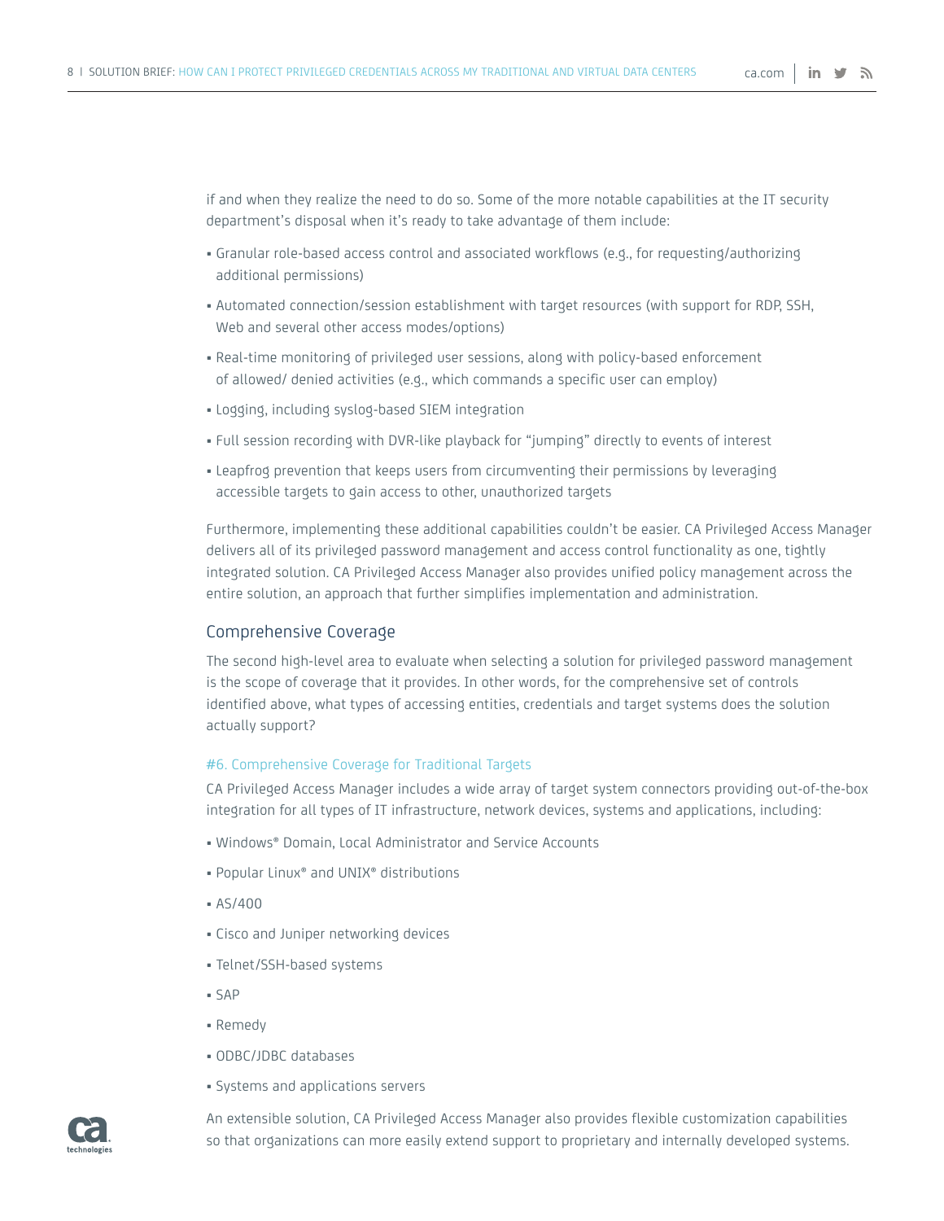if and when they realize the need to do so. Some of the more notable capabilities at the IT security department's disposal when it's ready to take advantage of them include:

- Granular role-based access control and associated workflows (e.g., for requesting/authorizing additional permissions)
- Automated connection/session establishment with target resources (with support for RDP, SSH, Web and several other access modes/options)
- Real-time monitoring of privileged user sessions, along with policy-based enforcement of allowed/ denied activities (e.g., which commands a specific user can employ)
- Logging, including syslog-based SIEM integration
- Full session recording with DVR-like playback for "jumping" directly to events of interest
- Leapfrog prevention that keeps users from circumventing their permissions by leveraging accessible targets to gain access to other, unauthorized targets

Furthermore, implementing these additional capabilities couldn't be easier. CA Privileged Access Manager delivers all of its privileged password management and access control functionality as one, tightly integrated solution. CA Privileged Access Manager also provides unified policy management across the entire solution, an approach that further simplifies implementation and administration.

## Comprehensive Coverage

The second high-level area to evaluate when selecting a solution for privileged password management is the scope of coverage that it provides. In other words, for the comprehensive set of controls identified above, what types of accessing entities, credentials and target systems does the solution actually support?

### #6. Comprehensive Coverage for Traditional Targets

CA Privileged Access Manager includes a wide array of target system connectors providing out-of-the-box integration for all types of IT infrastructure, network devices, systems and applications, including:

- Windows® Domain, Local Administrator and Service Accounts
- Popular Linux® and UNIX® distributions
- AS/400
- Cisco and Juniper networking devices
- Telnet/SSH-based systems
- SAP
- Remedy
- ODBC/JDBC databases
- Systems and applications servers

An extensible solution, CA Privileged Access Manager also provides flexible customization capabilities so that organizations can more easily extend support to proprietary and internally developed systems.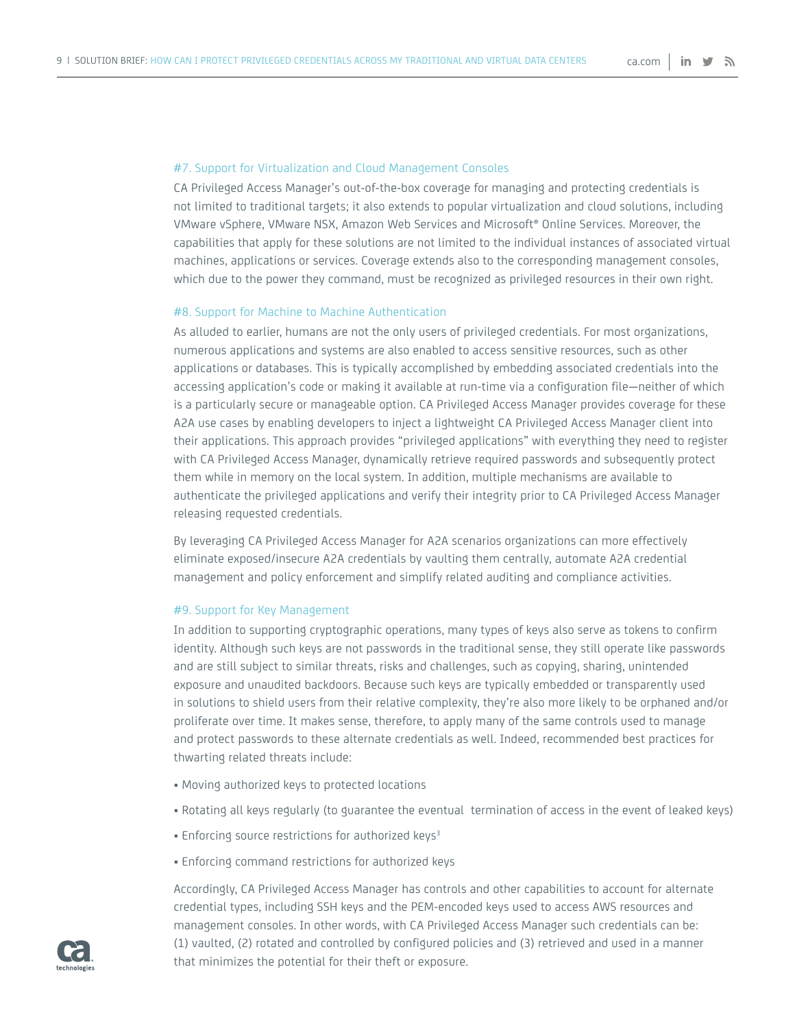### #7. Support for Virtualization and Cloud Management Consoles

CA Privileged Access Manager's out-of-the-box coverage for managing and protecting credentials is not limited to traditional targets; it also extends to popular virtualization and cloud solutions, including VMware vSphere, VMware NSX, Amazon Web Services and Microsoft® Online Services. Moreover, the capabilities that apply for these solutions are not limited to the individual instances of associated virtual machines, applications or services. Coverage extends also to the corresponding management consoles, which due to the power they command, must be recognized as privileged resources in their own right.

### #8. Support for Machine to Machine Authentication

As alluded to earlier, humans are not the only users of privileged credentials. For most organizations, numerous applications and systems are also enabled to access sensitive resources, such as other applications or databases. This is typically accomplished by embedding associated credentials into the accessing application's code or making it available at run-time via a configuration file—neither of which is a particularly secure or manageable option. CA Privileged Access Manager provides coverage for these A2A use cases by enabling developers to inject a lightweight CA Privileged Access Manager client into their applications. This approach provides "privileged applications" with everything they need to register with CA Privileged Access Manager, dynamically retrieve required passwords and subsequently protect them while in memory on the local system. In addition, multiple mechanisms are available to authenticate the privileged applications and verify their integrity prior to CA Privileged Access Manager releasing requested credentials.

By leveraging CA Privileged Access Manager for A2A scenarios organizations can more effectively eliminate exposed/insecure A2A credentials by vaulting them centrally, automate A2A credential management and policy enforcement and simplify related auditing and compliance activities.

### #9. Support for Key Management

In addition to supporting cryptographic operations, many types of keys also serve as tokens to confirm identity. Although such keys are not passwords in the traditional sense, they still operate like passwords and are still subject to similar threats, risks and challenges, such as copying, sharing, unintended exposure and unaudited backdoors. Because such keys are typically embedded or transparently used in solutions to shield users from their relative complexity, they're also more likely to be orphaned and/or proliferate over time. It makes sense, therefore, to apply many of the same controls used to manage and protect passwords to these alternate credentials as well. Indeed, recommended best practices for thwarting related threats include:

- Moving authorized keys to protected locations
- Rotating all keys regularly (to guarantee the eventual termination of access in the event of leaked keys)
- Enforcing source restrictions for authorized keys[3]
- Enforcing command restrictions for authorized keys

Accordingly, CA Privileged Access Manager has controls and other capabilities to account for alternate credential types, including SSH keys and the PEM-encoded keys used to access AWS resources and management consoles. In other words, with CA Privileged Access Manager such credentials can be: (1) vaulted, (2) rotated and controlled by configured policies and (3) retrieved and used in a manner that minimizes the potential for their theft or exposure.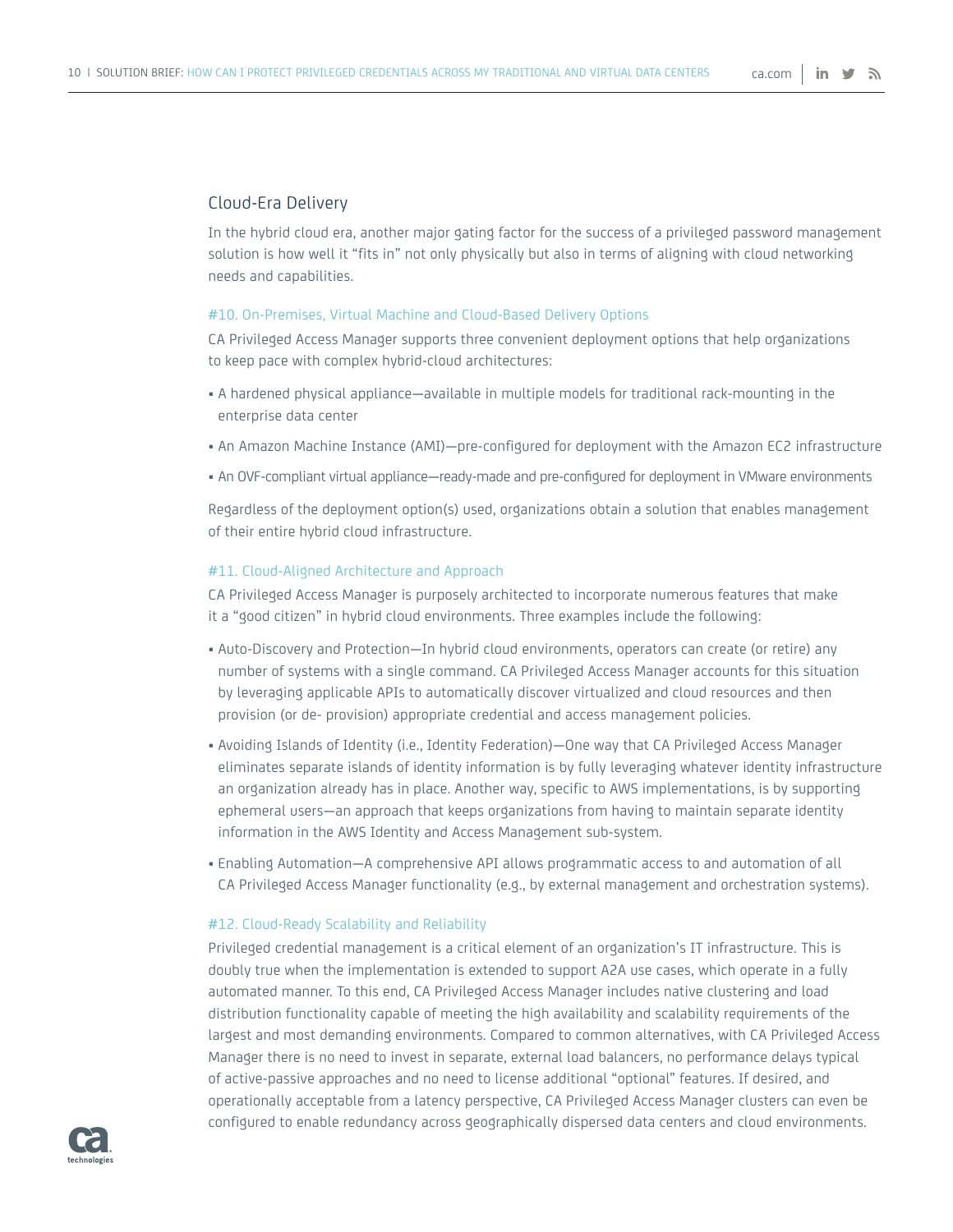## Cloud-Era Delivery

In the hybrid cloud era, another major gating factor for the success of a privileged password management solution is how well it "fits in" not only physically but also in terms of aligning with cloud networking needs and capabilities.

### #10. On-Premises, Virtual Machine and Cloud-Based Delivery Options

CA Privileged Access Manager supports three convenient deployment options that help organizations to keep pace with complex hybrid-cloud architectures:

- A hardened physical appliance—available in multiple models for traditional rack-mounting in the enterprise data center
- An Amazon Machine Instance (AMI)—pre-configured for deployment with the Amazon EC2 infrastructure
- An OVF-compliant virtual appliance—ready-made and pre-configured for deployment in VMware environments

Regardless of the deployment option(s) used, organizations obtain a solution that enables management of their entire hybrid cloud infrastructure.

### #11. Cloud-Aligned Architecture and Approach

CA Privileged Access Manager is purposely architected to incorporate numerous features that make it a "good citizen" in hybrid cloud environments. Three examples include the following:

- Auto-Discovery and Protection—In hybrid cloud environments, operators can create (or retire) any number of systems with a single command. CA Privileged Access Manager accounts for this situation by leveraging applicable APIs to automatically discover virtualized and cloud resources and then provision (or de- provision) appropriate credential and access management policies.
- Avoiding Islands of Identity (i.e., Identity Federation)—One way that CA Privileged Access Manager eliminates separate islands of identity information is by fully leveraging whatever identity infrastructure an organization already has in place. Another way, specific to AWS implementations, is by supporting ephemeral users—an approach that keeps organizations from having to maintain separate identity information in the AWS Identity and Access Management sub-system.
- Enabling Automation—A comprehensive API allows programmatic access to and automation of all CA Privileged Access Manager functionality (e.g., by external management and orchestration systems).

### #12. Cloud-Ready Scalability and Reliability

Privileged credential management is a critical element of an organization's IT infrastructure. This is doubly true when the implementation is extended to support A2A use cases, which operate in a fully automated manner. To this end, CA Privileged Access Manager includes native clustering and load distribution functionality capable of meeting the high availability and scalability requirements of the largest and most demanding environments. Compared to common alternatives, with CA Privileged Access Manager there is no need to invest in separate, external load balancers, no performance delays typical of active-passive approaches and no need to license additional "optional" features. If desired, and operationally acceptable from a latency perspective, CA Privileged Access Manager clusters can even be configured to enable redundancy across geographically dispersed data centers and cloud environments.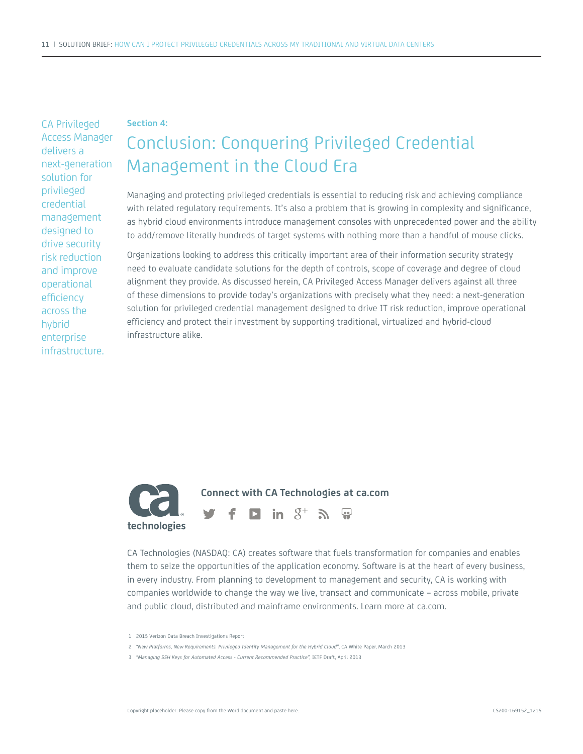CA Privileged Access Manager delivers a next-generation solution for privileged credential management designed to drive security risk reduction and improve operational efficiency across the hybrid enterprise infrastructure.

**Section 4:**

## Conclusion: Conquering Privileged Credential Management in the Cloud Era

Managing and protecting privileged credentials is essential to reducing risk and achieving compliance with related regulatory requirements. It's also a problem that is growing in complexity and significance, as hybrid cloud environments introduce management consoles with unprecedented power and the ability to add/remove literally hundreds of target systems with nothing more than a handful of mouse clicks.

Organizations looking to address this critically important area of their information security strategy need to evaluate candidate solutions for the depth of controls, scope of coverage and degree of cloud alignment they provide. As discussed herein, CA Privileged Access Manager delivers against all three of these dimensions to provide today's organizations with precisely what they need: a next-generation solution for privileged credential management designed to drive IT risk reduction, improve operational efficiency and protect their investment by supporting traditional, virtualized and hybrid-cloud infrastructure alike.

**Connect with CA Technologies at ca.com**

CA Technologies (NASDAQ: CA) creates software that fuels transformation for companies and enables them to seize the opportunities of the application economy. Software is at the heart of every business, in every industry. From planning to development to management and security, CA is working with companies worldwide to change the way we live, transact and communicate – across mobile, private and public cloud, distributed and mainframe environments. Learn more at ca.com.

1 2015 Verizon Data Breach Investigations Report

2 *"New Platforms, New Requirements. Privileged Identity Management for the Hybrid Cloud"*, CA White Paper, March 2013

3 *"Managing SSH Keys for Automated Access - Current Recommended Practice"*, IETF Draft, April 2013

Copyright placeholder: Please copy from the Word document and paste here.

CS200-169152_1215